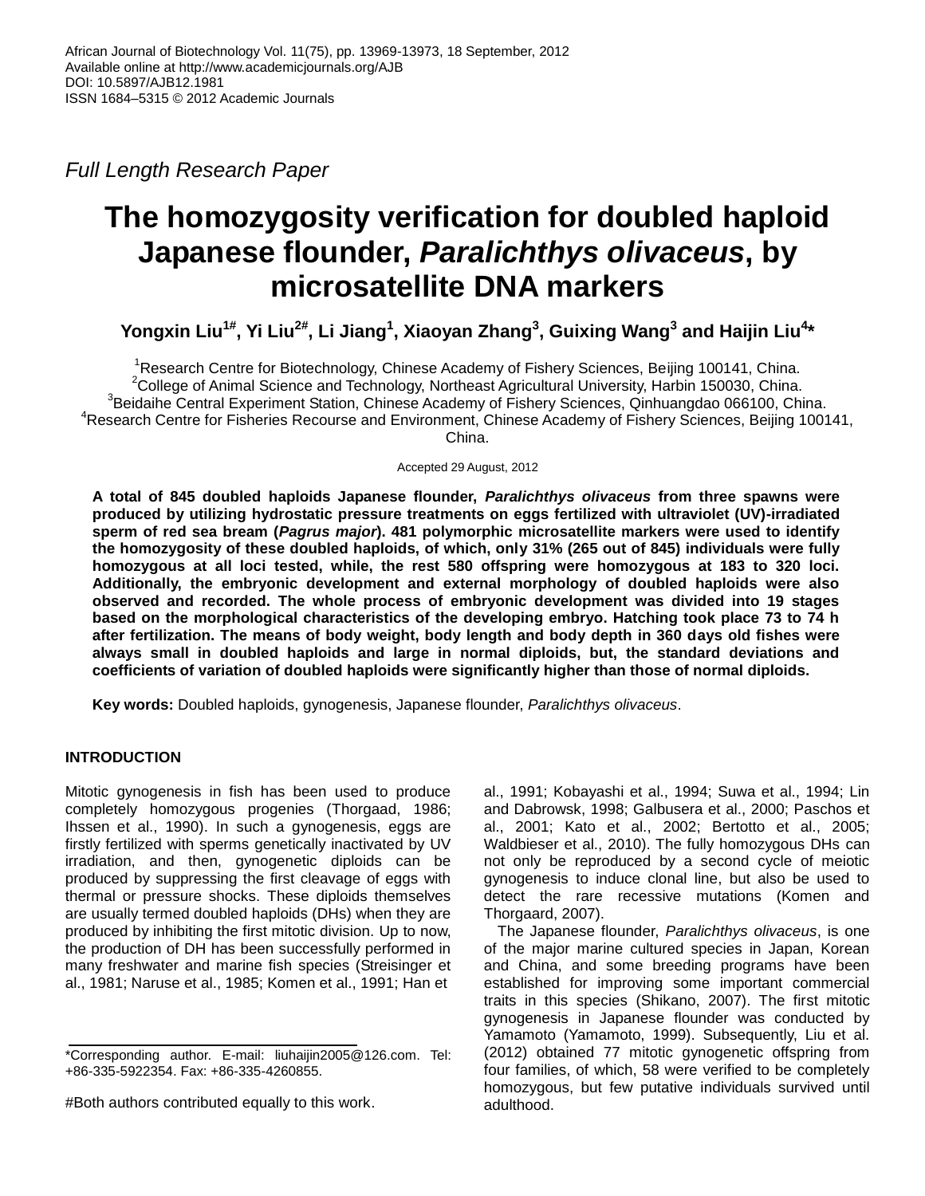African Journal of Biotechnology Vol. 11(75), pp. 13969-13973, 18 September, 2012
Available online at http://www.academicjournals.org/AJB
DOI: 10.5897/AJB12.1981
ISSN 1684–5315 © 2012 Academic Journals

*Full Length Research Paper*

# The homozygosity verification for doubled haploid Japanese flounder, *Paralichthys olivaceus*, by microsatellite DNA markers

**Yongxin Liu[1#], Yi Liu[2#], Li Jiang[1], Xiaoyan Zhang[3], Guixing Wang[3] and Haijin Liu[4]\***

[1]Research Centre for Biotechnology, Chinese Academy of Fishery Sciences, Beijing 100141, China.
[2]College of Animal Science and Technology, Northeast Agricultural University, Harbin 150030, China.
[3]Beidaihe Central Experiment Station, Chinese Academy of Fishery Sciences, Qinhuangdao 066100, China.
[4]Research Centre for Fisheries Recourse and Environment, Chinese Academy of Fishery Sciences, Beijing 100141, China.

Accepted 29 August, 2012

**A total of 845 doubled haploids Japanese flounder, *Paralichthys olivaceus* from three spawns were produced by utilizing hydrostatic pressure treatments on eggs fertilized with ultraviolet (UV)-irradiated sperm of red sea bream (*Pagrus major*). 481 polymorphic microsatellite markers were used to identify the homozygosity of these doubled haploids, of which, only 31% (265 out of 845) individuals were fully homozygous at all loci tested, while, the rest 580 offspring were homozygous at 183 to 320 loci. Additionally, the embryonic development and external morphology of doubled haploids were also observed and recorded. The whole process of embryonic development was divided into 19 stages based on the morphological characteristics of the developing embryo. Hatching took place 73 to 74 h after fertilization. The means of body weight, body length and body depth in 360 days old fishes were always small in doubled haploids and large in normal diploids, but, the standard deviations and coefficients of variation of doubled haploids were significantly higher than those of normal diploids.**

**Key words:** Doubled haploids, gynogenesis, Japanese flounder, *Paralichthys olivaceus*.

## INTRODUCTION

Mitotic gynogenesis in fish has been used to produce completely homozygous progenies (Thorgaad, 1986; Ihssen et al., 1990). In such a gynogenesis, eggs are firstly fertilized with sperms genetically inactivated by UV irradiation, and then, gynogenetic diploids can be produced by suppressing the first cleavage of eggs with thermal or pressure shocks. These diploids themselves are usually termed doubled haploids (DHs) when they are produced by inhibiting the first mitotic division. Up to now, the production of DH has been successfully performed in many freshwater and marine fish species (Streisinger et al., 1981; Naruse et al., 1985; Komen et al., 1991; Han et al., 1991; Kobayashi et al., 1994; Suwa et al., 1994; Lin and Dabrowsk, 1998; Galbusera et al., 2000; Paschos et al., 2001; Kato et al., 2002; Bertotto et al., 2005; Waldbieser et al., 2010). The fully homozygous DHs can not only be reproduced by a second cycle of meiotic gynogenesis to induce clonal line, but also be used to detect the rare recessive mutations (Komen and Thorgaard, 2007).

The Japanese flounder, *Paralichthys olivaceus*, is one of the major marine cultured species in Japan, Korean and China, and some breeding programs have been established for improving some important commercial traits in this species (Shikano, 2007). The first mitotic gynogenesis in Japanese flounder was conducted by Yamamoto (Yamamoto, 1999). Subsequently, Liu et al. (2012) obtained 77 mitotic gynogenetic offspring from four families, of which, 58 were verified to be completely homozygous, but few putative individuals survived until adulthood.

\*Corresponding author. E-mail: liuhaijin2005@126.com. Tel: +86-335-5922354. Fax: +86-335-4260855.

#Both authors contributed equally to this work.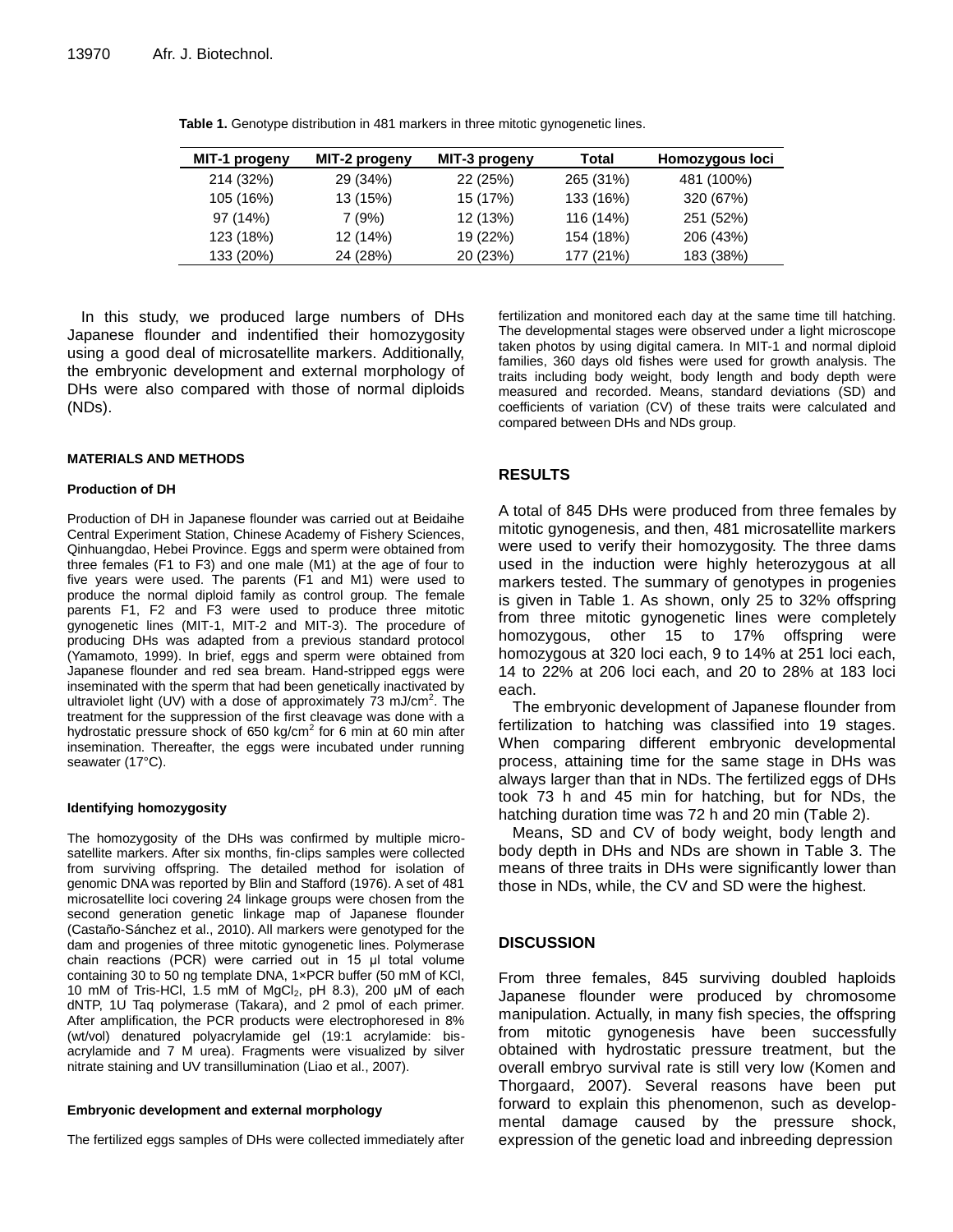**Table 1.** Genotype distribution in 481 markers in three mitotic gynogenetic lines.

| MIT-1 progeny | MIT-2 progeny | MIT-3 progeny | Total | Homozygous loci |
|---|---|---|---|---|
| 214 (32%) | 29 (34%) | 22 (25%) | 265 (31%) | 481 (100%) |
| 105 (16%) | 13 (15%) | 15 (17%) | 133 (16%) | 320 (67%) |
| 97 (14%) | 7 (9%) | 12 (13%) | 116 (14%) | 251 (52%) |
| 123 (18%) | 12 (14%) | 19 (22%) | 154 (18%) | 206 (43%) |
| 133 (20%) | 24 (28%) | 20 (23%) | 177 (21%) | 183 (38%) |

In this study, we produced large numbers of DHs Japanese flounder and indentified their homozygosity using a good deal of microsatellite markers. Additionally, the embryonic development and external morphology of DHs were also compared with those of normal diploids (NDs).

## MATERIALS AND METHODS

### Production of DH

Production of DH in Japanese flounder was carried out at Beidaihe Central Experiment Station, Chinese Academy of Fishery Sciences, Qinhuangdao, Hebei Province. Eggs and sperm were obtained from three females (F1 to F3) and one male (M1) at the age of four to five years were used. The parents (F1 and M1) were used to produce the normal diploid family as control group. The female parents F1, F2 and F3 were used to produce three mitotic gynogenetic lines (MIT-1, MIT-2 and MIT-3). The procedure of producing DHs was adapted from a previous standard protocol (Yamamoto, 1999). In brief, eggs and sperm were obtained from Japanese flounder and red sea bream. Hand-stripped eggs were inseminated with the sperm that had been genetically inactivated by ultraviolet light (UV) with a dose of approximately 73 mJ/cm$^2$. The treatment for the suppression of the first cleavage was done with a hydrostatic pressure shock of 650 kg/cm$^2$ for 6 min at 60 min after insemination. Thereafter, the eggs were incubated under running seawater (17°C).

### Identifying homozygosity

The homozygosity of the DHs was confirmed by multiple microsatellite markers. After six months, fin-clips samples were collected from surviving offspring. The detailed method for isolation of genomic DNA was reported by Blin and Stafford (1976). A set of 481 microsatellite loci covering 24 linkage groups were chosen from the second generation genetic linkage map of Japanese flounder (Castaño-Sánchez et al., 2010). All markers were genotyped for the dam and progenies of three mitotic gynogenetic lines. Polymerase chain reactions (PCR) were carried out in 15 µl total volume containing 30 to 50 ng template DNA, 1×PCR buffer (50 mM of KCl, 10 mM of Tris-HCl, 1.5 mM of $MgCl_2$, pH 8.3), 200 µM of each dNTP, 1U Taq polymerase (Takara), and 2 pmol of each primer. After amplification, the PCR products were electrophoresed in 8% (wt/vol) denatured polyacrylamide gel (19:1 acrylamide: bis-acrylamide and 7 M urea). Fragments were visualized by silver nitrate staining and UV transillumination (Liao et al., 2007).

### Embryonic development and external morphology

The fertilized eggs samples of DHs were collected immediately after fertilization and monitored each day at the same time till hatching. The developmental stages were observed under a light microscope taken photos by using digital camera. In MIT-1 and normal diploid families, 360 days old fishes were used for growth analysis. The traits including body weight, body length and body depth were measured and recorded. Means, standard deviations (SD) and coefficients of variation (CV) of these traits were calculated and compared between DHs and NDs group.

## RESULTS

A total of 845 DHs were produced from three females by mitotic gynogenesis, and then, 481 microsatellite markers were used to verify their homozygosity. The three dams used in the induction were highly heterozygous at all markers tested. The summary of genotypes in progenies is given in Table 1. As shown, only 25 to 32% offspring from three mitotic gynogenetic lines were completely homozygous, other 15 to 17% offspring were homozygous at 320 loci each, 9 to 14% at 251 loci each, 14 to 22% at 206 loci each, and 20 to 28% at 183 loci each.

The embryonic development of Japanese flounder from fertilization to hatching was classified into 19 stages. When comparing different embryonic developmental process, attaining time for the same stage in DHs was always larger than that in NDs. The fertilized eggs of DHs took 73 h and 45 min for hatching, but for NDs, the hatching duration time was 72 h and 20 min (Table 2).

Means, SD and CV of body weight, body length and body depth in DHs and NDs are shown in Table 3. The means of three traits in DHs were significantly lower than those in NDs, while, the CV and SD were the highest.

## DISCUSSION

From three females, 845 surviving doubled haploids Japanese flounder were produced by chromosome manipulation. Actually, in many fish species, the offspring from mitotic gynogenesis have been successfully obtained with hydrostatic pressure treatment, but the overall embryo survival rate is still very low (Komen and Thorgaard, 2007). Several reasons have been put forward to explain this phenomenon, such as developmental damage caused by the pressure shock, expression of the genetic load and inbreeding depression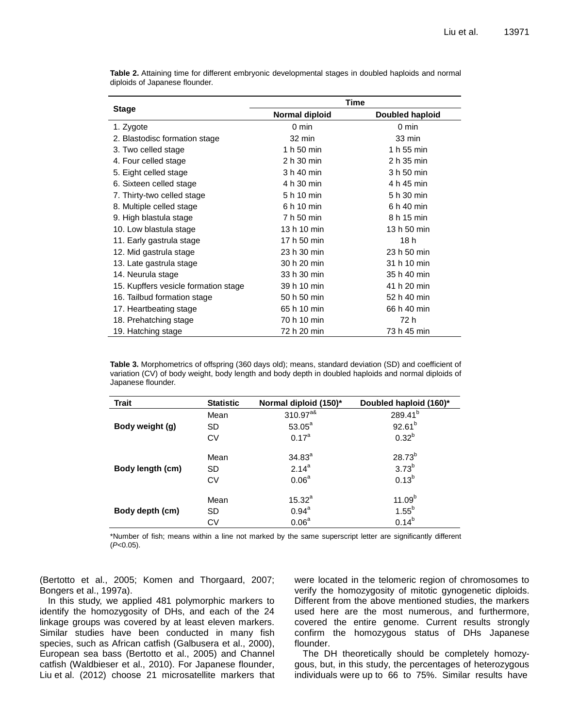**Table 2.** Attaining time for different embryonic developmental stages in doubled haploids and normal diploids of Japanese flounder.

| Stage | Time | |
|---|---|---|
| | Normal diploid | Doubled haploid |
| 1. Zygote | 0 min | 0 min |
| 2. Blastodisc formation stage | 32 min | 33 min |
| 3. Two celled stage | 1 h 50 min | 1 h 55 min |
| 4. Four celled stage | 2 h 30 min | 2 h 35 min |
| 5. Eight celled stage | 3 h 40 min | 3 h 50 min |
| 6. Sixteen celled stage | 4 h 30 min | 4 h 45 min |
| 7. Thirty-two celled stage | 5 h 10 min | 5 h 30 min |
| 8. Multiple celled stage | 6 h 10 min | 6 h 40 min |
| 9. High blastula stage | 7 h 50 min | 8 h 15 min |
| 10. Low blastula stage | 13 h 10 min | 13 h 50 min |
| 11. Early gastrula stage | 17 h 50 min | 18 h |
| 12. Mid gastrula stage | 23 h 30 min | 23 h 50 min |
| 13. Late gastrula stage | 30 h 20 min | 31 h 10 min |
| 14. Neurula stage | 33 h 30 min | 35 h 40 min |
| 15. Kupffers vesicle formation stage | 39 h 10 min | 41 h 20 min |
| 16. Tailbud formation stage | 50 h 50 min | 52 h 40 min |
| 17. Heartbeating stage | 65 h 10 min | 66 h 40 min |
| 18. Prehatching stage | 70 h 10 min | 72 h |
| 19. Hatching stage | 72 h 20 min | 73 h 45 min |

**Table 3.** Morphometrics of offspring (360 days old); means, standard deviation (SD) and coefficient of variation (CV) of body weight, body length and body depth in doubled haploids and normal diploids of Japanese flounder.

| Trait | Statistic | Normal diploid (150)* | Doubled haploid (160)* |
|---|---|---|---|
| Body weight (g) | Mean | 310.97[a&] | 289.41[b] |
| | SD | 53.05[a] | 92.61[b] |
| | CV | 0.17[a] | 0.32[b] |
| Body length (cm) | Mean | 34.83[a] | 28.73[b] |
| | SD | 2.14[a] | 3.73[b] |
| | CV | 0.06[a] | 0.13[b] |
| Body depth (cm) | Mean | 15.32[a] | 11.09[b] |
| | SD | 0.94[a] | 1.55[b] |
| | CV | 0.06[a] | 0.14[b] |

*Number of fish; means within a line not marked by the same superscript letter are significantly different ($P$<0.05).

(Bertotto et al., 2005; Komen and Thorgaard, 2007; Bongers et al., 1997a).

In this study, we applied 481 polymorphic markers to identify the homozygosity of DHs, and each of the 24 linkage groups was covered by at least eleven markers. Similar studies have been conducted in many fish species, such as African catfish (Galbusera et al., 2000), European sea bass (Bertotto et al., 2005) and Channel catfish (Waldbieser et al., 2010). For Japanese flounder, Liu et al. (2012) choose 21 microsatellite markers that were located in the telomeric region of chromosomes to verify the homozygosity of mitotic gynogenetic diploids. Different from the above mentioned studies, the markers used here are the most numerous, and furthermore, covered the entire genome. Current results strongly confirm the homozygous status of DHs Japanese flounder.

The DH theoretically should be completely homozygous, but, in this study, the percentages of heterozygous individuals were up to 66 to 75%. Similar results have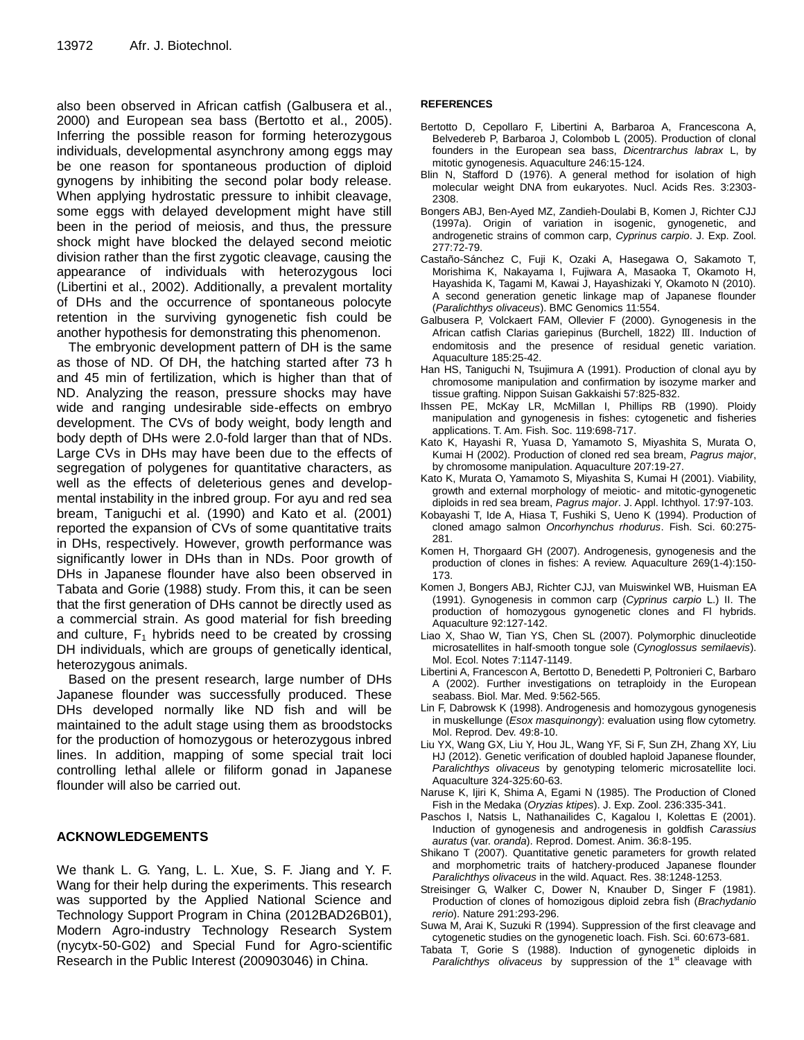also been observed in African catfish (Galbusera et al., 2000) and European sea bass (Bertotto et al., 2005). Inferring the possible reason for forming heterozygous individuals, developmental asynchrony among eggs may be one reason for spontaneous production of diploid gynogens by inhibiting the second polar body release. When applying hydrostatic pressure to inhibit cleavage, some eggs with delayed development might have still been in the period of meiosis, and thus, the pressure shock might have blocked the delayed second meiotic division rather than the first zygotic cleavage, causing the appearance of individuals with heterozygous loci (Libertini et al., 2002). Additionally, a prevalent mortality of DHs and the occurrence of spontaneous polocyte retention in the surviving gynogenetic fish could be another hypothesis for demonstrating this phenomenon.

The embryonic development pattern of DH is the same as those of ND. Of DH, the hatching started after 73 h and 45 min of fertilization, which is higher than that of ND. Analyzing the reason, pressure shocks may have wide and ranging undesirable side-effects on embryo development. The CVs of body weight, body length and body depth of DHs were 2.0-fold larger than that of NDs. Large CVs in DHs may have been due to the effects of segregation of polygenes for quantitative characters, as well as the effects of deleterious genes and developmental instability in the inbred group. For ayu and red sea bream, Taniguchi et al. (1990) and Kato et al. (2001) reported the expansion of CVs of some quantitative traits in DHs, respectively. However, growth performance was significantly lower in DHs than in NDs. Poor growth of DHs in Japanese flounder have also been observed in Tabata and Gorie (1988) study. From this, it can be seen that the first generation of DHs cannot be directly used as a commercial strain. As good material for fish breeding and culture, $F_1$ hybrids need to be created by crossing DH individuals, which are groups of genetically identical, heterozygous animals.

Based on the present research, large number of DHs Japanese flounder was successfully produced. These DHs developed normally like ND fish and will be maintained to the adult stage using them as broodstocks for the production of homozygous or heterozygous inbred lines. In addition, mapping of some special trait loci controlling lethal allele or filiform gonad in Japanese flounder will also be carried out.

## ACKNOWLEDGEMENTS

We thank L. G. Yang, L. L. Xue, S. F. Jiang and Y. F. Wang for their help during the experiments. This research was supported by the Applied National Science and Technology Support Program in China (2012BAD26B01), Modern Agro-industry Technology Research System (nycytx-50-G02) and Special Fund for Agro-scientific Research in the Public Interest (200903046) in China.

## REFERENCES

Bertotto D, Cepollaro F, Libertini A, Barbaroa A, Francescona A, Belvedereb P, Barbaroa J, Colombob L (2005). Production of clonal founders in the European sea bass, *Dicentrarchus labrax* L, by mitotic gynogenesis. Aquaculture 246:15-124.

Blin N, Stafford D (1976). A general method for isolation of high molecular weight DNA from eukaryotes. Nucl. Acids Res. 3:2303-2308.

Bongers ABJ, Ben-Ayed MZ, Zandieh-Doulabi B, Komen J, Richter CJJ (1997a). Origin of variation in isogenic, gynogenetic, and androgenetic strains of common carp, *Cyprinus carpio*. J. Exp. Zool. 277:72-79.

Castaño-Sánchez C, Fuji K, Ozaki A, Hasegawa O, Sakamoto T, Morishima K, Nakayama I, Fujiwara A, Masaoka T, Okamoto H, Hayashida K, Tagami M, Kawai J, Hayashizaki Y, Okamoto N (2010). A second generation genetic linkage map of Japanese flounder (*Paralichthys olivaceus*). BMC Genomics 11:554.

Galbusera P, Volckaert FAM, Ollevier F (2000). Gynogenesis in the African catfish Clarias gariepinus (Burchell, 1822) Ⅲ. Induction of endomitosis and the presence of residual genetic variation. Aquaculture 185:25-42.

Han HS, Taniguchi N, Tsujimura A (1991). Production of clonal ayu by chromosome manipulation and confirmation by isozyme marker and tissue grafting. Nippon Suisan Gakkaishi 57:825-832.

Ihssen PE, McKay LR, McMillan I, Phillips RB (1990). Ploidy manipulation and gynogenesis in fishes: cytogenetic and fisheries applications. T. Am. Fish. Soc. 119:698-717.

Kato K, Hayashi R, Yuasa D, Yamamoto S, Miyashita S, Murata O, Kumai H (2002). Production of cloned red sea bream, *Pagrus major*, by chromosome manipulation. Aquaculture 207:19-27.

Kato K, Murata O, Yamamoto S, Miyashita S, Kumai H (2001). Viability, growth and external morphology of meiotic- and mitotic-gynogenetic diploids in red sea bream, *Pagrus major*. J. Appl. Ichthyol. 17:97-103.

Kobayashi T, Ide A, Hiasa T, Fushiki S, Ueno K (1994). Production of cloned amago salmon *Oncorhynchus rhodurus*. Fish. Sci. 60:275-281.

Komen H, Thorgaard GH (2007). Androgenesis, gynogenesis and the production of clones in fishes: A review. Aquaculture 269(1-4):150-173.

Komen J, Bongers ABJ, Richter CJJ, van Muiswinkel WB, Huisman EA (1991). Gynogenesis in common carp (*Cyprinus carpio* L.) II. The production of homozygous gynogenetic clones and Fl hybrids. Aquaculture 92:127-142.

Liao X, Shao W, Tian YS, Chen SL (2007). Polymorphic dinucleotide microsatellites in half-smooth tongue sole (*Cynoglossus semilaevis*). Mol. Ecol. Notes 7:1147-1149.

Libertini A, Francescon A, Bertotto D, Benedetti P, Poltronieri C, Barbaro A (2002). Further investigations on tetraploidy in the European seabass. Biol. Mar. Med. 9:562-565.

Lin F, Dabrowsk K (1998). Androgenesis and homozygous gynogenesis in muskellunge (*Esox masquinongy*): evaluation using flow cytometry. Mol. Reprod. Dev. 49:8-10.

Liu YX, Wang GX, Liu Y, Hou JL, Wang YF, Si F, Sun ZH, Zhang XY, Liu HJ (2012). Genetic verification of doubled haploid Japanese flounder, *Paralichthys olivaceus* by genotyping telomeric microsatellite loci. Aquaculture 324-325:60-63.

Naruse K, Ijiri K, Shima A, Egami N (1985). The Production of Cloned Fish in the Medaka (*Oryzias ktipes*). J. Exp. Zool. 236:335-341.

Paschos I, Natsis L, Nathanailides C, Kagalou I, Kolettas E (2001). Induction of gynogenesis and androgenesis in goldfish *Carassius auratus* (var. *oranda*). Reprod. Domest. Anim. 36:8-195.

Shikano T (2007). Quantitative genetic parameters for growth related and morphometric traits of hatchery-produced Japanese flounder *Paralichthys olivaceus* in the wild. Aquact. Res. 38:1248-1253.

Streisinger G, Walker C, Dower N, Knauber D, Singer F (1981). Production of clones of homozigous diploid zebra fish (*Brachydanio rerio*). Nature 291:293-296.

Suwa M, Arai K, Suzuki R (1994). Suppression of the first cleavage and cytogenetic studies on the gynogenetic loach. Fish. Sci. 60:673-681.

Tabata T, Gorie S (1988). Induction of gynogenetic diploids in *Paralichthys olivaceus* by suppression of the 1st cleavage with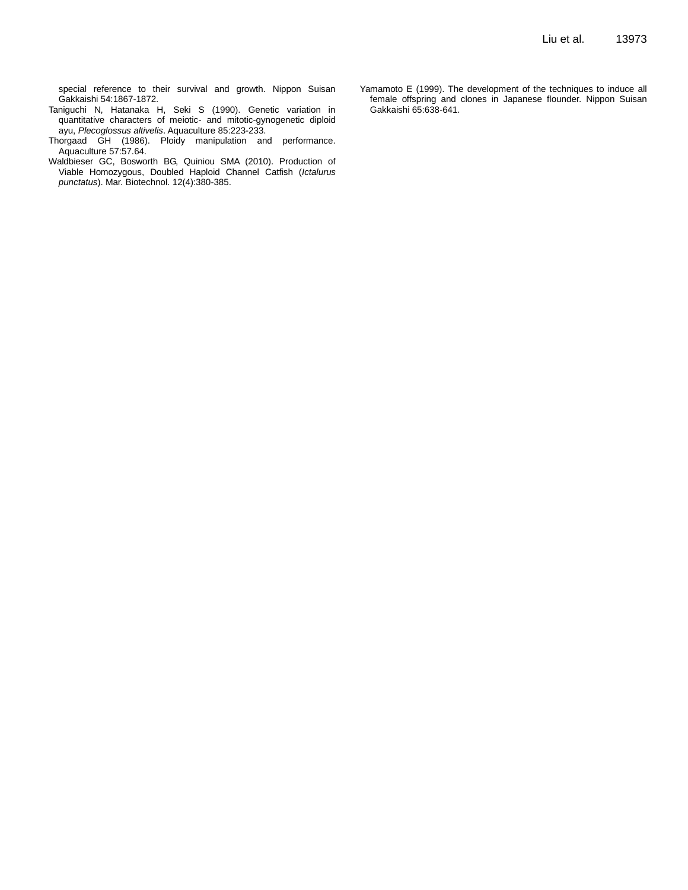special reference to their survival and growth. Nippon Suisan Gakkaishi 54:1867-1872.

Taniguchi N, Hatanaka H, Seki S (1990). Genetic variation in quantitative characters of meiotic- and mitotic-gynogenetic diploid ayu, *Plecoglossus altivelis*. Aquaculture 85:223-233.

Thorgaad GH (1986). Ploidy manipulation and performance. Aquaculture 57:57.64.

Waldbieser GC, Bosworth BG, Quiniou SMA (2010). Production of Viable Homozygous, Doubled Haploid Channel Catfish (*Ictalurus punctatus*). Mar. Biotechnol. 12(4):380-385.

Yamamoto E (1999). The development of the techniques to induce all female offspring and clones in Japanese flounder. Nippon Suisan Gakkaishi 65:638-641.